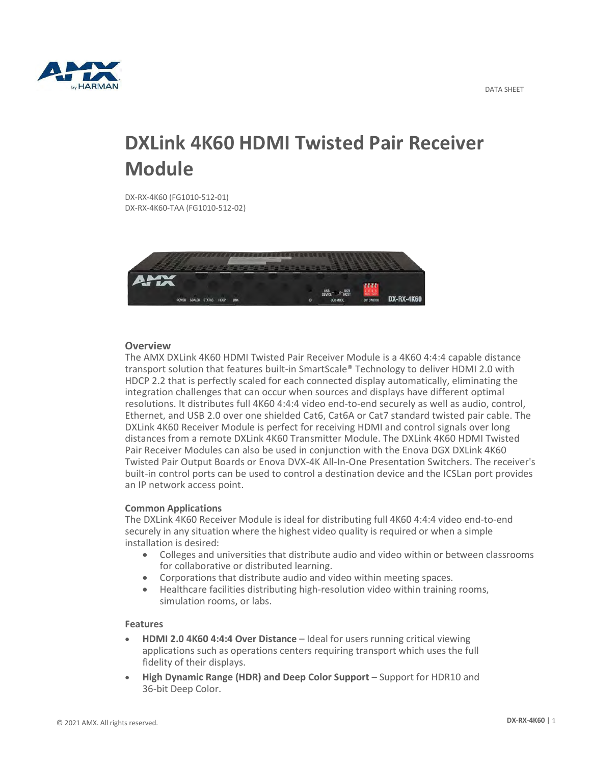DATA SHEET

# DXLink 4K60 HDMI Twisted Pair Receiver Module

DX-RX-4K60 (FG1010-512-01)
DX-RX-4K60-TAA (FG1010-512-02)

## Overview

The AMX DXLink 4K60 HDMI Twisted Pair Receiver Module is a 4K60 4:4:4 capable distance transport solution that features built-in SmartScale® Technology to deliver HDMI 2.0 with HDCP 2.2 that is perfectly scaled for each connected display automatically, eliminating the integration challenges that can occur when sources and displays have different optimal resolutions. It distributes full 4K60 4:4:4 video end-to-end securely as well as audio, control, Ethernet, and USB 2.0 over one shielded Cat6, Cat6A or Cat7 standard twisted pair cable. The DXLink 4K60 Receiver Module is perfect for receiving HDMI and control signals over long distances from a remote DXLink 4K60 Transmitter Module. The DXLink 4K60 HDMI Twisted Pair Receiver Modules can also be used in conjunction with the Enova DGX DXLink 4K60 Twisted Pair Output Boards or Enova DVX-4K All-In-One Presentation Switchers. The receiver's built-in control ports can be used to control a destination device and the ICSLan port provides an IP network access point.

## Common Applications

The DXLink 4K60 Receiver Module is ideal for distributing full 4K60 4:4:4 video end-to-end securely in any situation where the highest video quality is required or when a simple installation is desired:

- Colleges and universities that distribute audio and video within or between classrooms for collaborative or distributed learning.
- Corporations that distribute audio and video within meeting spaces.
- Healthcare facilities distributing high-resolution video within training rooms, simulation rooms, or labs.

## Features

- **HDMI 2.0 4K60 4:4:4 Over Distance** – Ideal for users running critical viewing applications such as operations centers requiring transport which uses the full fidelity of their displays.
- **High Dynamic Range (HDR) and Deep Color Support** – Support for HDR10 and 36-bit Deep Color.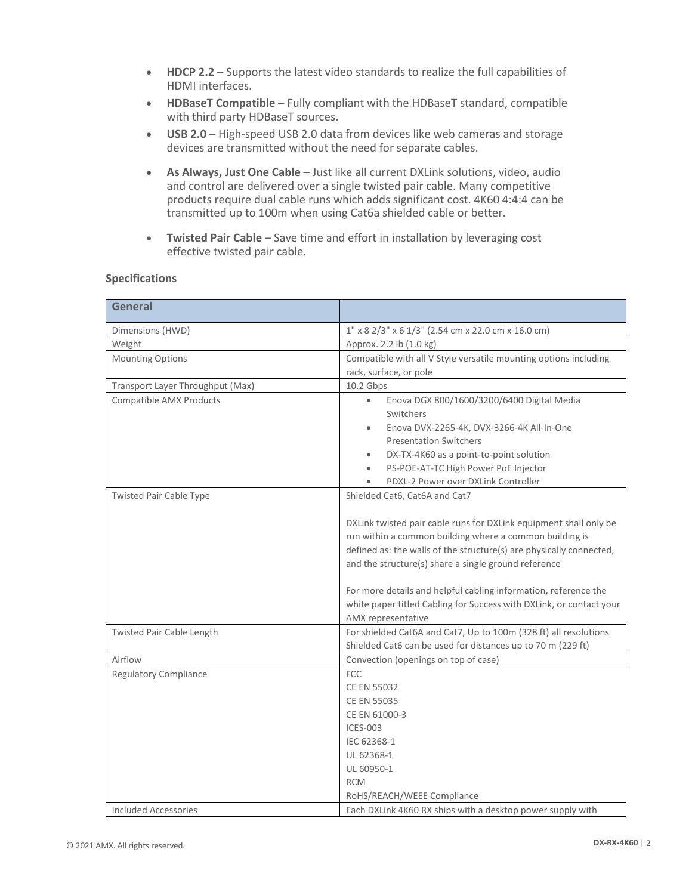- **HDCP 2.2** – Supports the latest video standards to realize the full capabilities of HDMI interfaces.
- **HDBaseT Compatible** – Fully compliant with the HDBaseT standard, compatible with third party HDBaseT sources.
- **USB 2.0** – High-speed USB 2.0 data from devices like web cameras and storage devices are transmitted without the need for separate cables.
- **As Always, Just One Cable** – Just like all current DXLink solutions, video, audio and control are delivered over a single twisted pair cable. Many competitive products require dual cable runs which adds significant cost. 4K60 4:4:4 can be transmitted up to 100m when using Cat6a shielded cable or better.
- **Twisted Pair Cable** – Save time and effort in installation by leveraging cost effective twisted pair cable.

**Specifications**

| General | |
|---|---|
| Dimensions (HWD) | 1" x 8 2/3" x 6 1/3" (2.54 cm x 22.0 cm x 16.0 cm) |
| Weight | Approx. 2.2 lb (1.0 kg) |
| Mounting Options | Compatible with all V Style versatile mounting options including rack, surface, or pole |
| Transport Layer Throughput (Max) | 10.2 Gbps |
| Compatible AMX Products | • Enova DGX 800/1600/3200/6400 Digital Media Switchers<br>• Enova DVX-2265-4K, DVX-3266-4K All-In-One Presentation Switchers<br>• DX-TX-4K60 as a point-to-point solution<br>• PS-POE-AT-TC High Power PoE Injector<br>• PDXL-2 Power over DXLink Controller |
| Twisted Pair Cable Type | Shielded Cat6, Cat6A and Cat7<br><br>DXLink twisted pair cable runs for DXLink equipment shall only be run within a common building where a common building is defined as: the walls of the structure(s) are physically connected, and the structure(s) share a single ground reference<br><br>For more details and helpful cabling information, reference the white paper titled Cabling for Success with DXLink, or contact your AMX representative |
| Twisted Pair Cable Length | For shielded Cat6A and Cat7, Up to 100m (328 ft) all resolutions<br>Shielded Cat6 can be used for distances up to 70 m (229 ft) |
| Airflow | Convection (openings on top of case) |
| Regulatory Compliance | FCC<br>CE EN 55032<br>CE EN 55035<br>CE EN 61000-3<br>ICES-003<br>IEC 62368-1<br>UL 62368-1<br>UL 60950-1<br>RCM<br>RoHS/REACH/WEEE Compliance |
| Included Accessories | Each DXLink 4K60 RX ships with a desktop power supply with |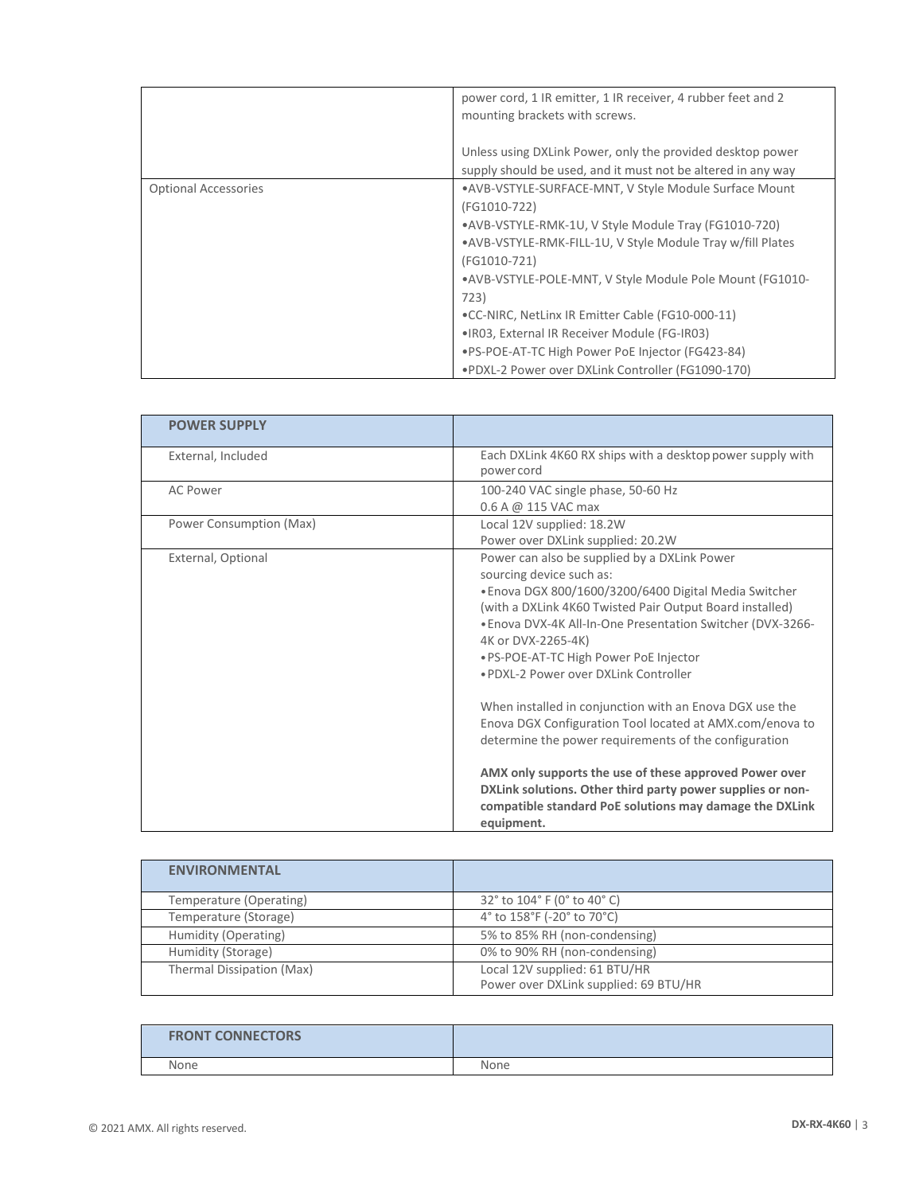| | |
|---|---|
| | power cord, 1 IR emitter, 1 IR receiver, 4 rubber feet and 2 mounting brackets with screws.<br><br>Unless using DXLink Power, only the provided desktop power supply should be used, and it must not be altered in any way |
| Optional Accessories | •AVB-VSTYLE-SURFACE-MNT, V Style Module Surface Mount (FG1010-722)<br>•AVB-VSTYLE-RMK-1U, V Style Module Tray (FG1010-720)<br>•AVB-VSTYLE-RMK-FILL-1U, V Style Module Tray w/fill Plates (FG1010-721)<br>•AVB-VSTYLE-POLE-MNT, V Style Module Pole Mount (FG1010-723)<br>•CC-NIRC, NetLinx IR Emitter Cable (FG10-000-11)<br>•IR03, External IR Receiver Module (FG-IR03)<br>•PS-POE-AT-TC High Power PoE Injector (FG423-84)<br>•PDXL-2 Power over DXLink Controller (FG1090-170) |

| **POWER SUPPLY** | |
|---|---|
| External, Included | Each DXLink 4K60 RX ships with a desktop power supply with power cord |
| AC Power | 100-240 VAC single phase, 50-60 Hz<br>0.6 A @ 115 VAC max |
| Power Consumption (Max) | Local 12V supplied: 18.2W<br>Power over DXLink supplied: 20.2W |
| External, Optional | Power can also be supplied by a DXLink Power sourcing device such as:<br>• Enova DGX 800/1600/3200/6400 Digital Media Switcher (with a DXLink 4K60 Twisted Pair Output Board installed)<br>• Enova DVX-4K All-In-One Presentation Switcher (DVX-3266-4K or DVX-2265-4K)<br>• PS-POE-AT-TC High Power PoE Injector<br>• PDXL-2 Power over DXLink Controller<br><br>When installed in conjunction with an Enova DGX use the Enova DGX Configuration Tool located at AMX.com/enova to determine the power requirements of the configuration<br><br>**AMX only supports the use of these approved Power over DXLink solutions. Other third party power supplies or non-compatible standard PoE solutions may damage the DXLink equipment.** |

| **ENVIRONMENTAL** | |
|---|---|
| Temperature (Operating) | 32° to 104° F (0° to 40° C) |
| Temperature (Storage) | 4° to 158°F (-20° to 70°C) |
| Humidity (Operating) | 5% to 85% RH (non-condensing) |
| Humidity (Storage) | 0% to 90% RH (non-condensing) |
| Thermal Dissipation (Max) | Local 12V supplied: 61 BTU/HR<br>Power over DXLink supplied: 69 BTU/HR |

| **FRONT CONNECTORS** | |
|---|---|
| None | None |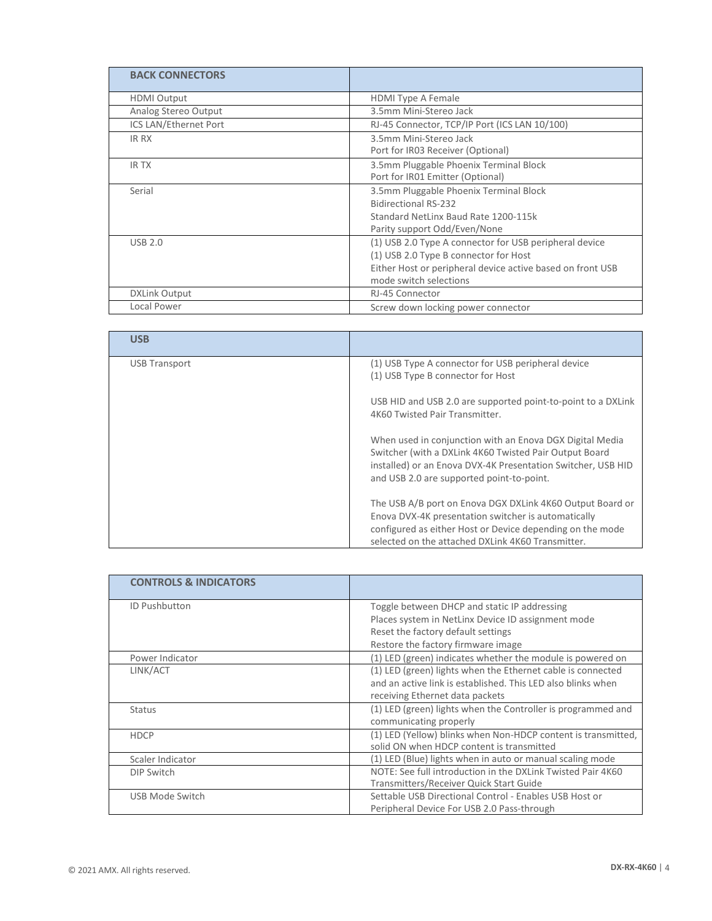| BACK CONNECTORS | |
|---|---|
| HDMI Output | HDMI Type A Female |
| Analog Stereo Output | 3.5mm Mini-Stereo Jack |
| ICS LAN/Ethernet Port | RJ-45 Connector, TCP/IP Port (ICS LAN 10/100) |
| IR RX | 3.5mm Mini-Stereo Jack<br>Port for IR03 Receiver (Optional) |
| IR TX | 3.5mm Pluggable Phoenix Terminal Block<br>Port for IR01 Emitter (Optional) |
| Serial | 3.5mm Pluggable Phoenix Terminal Block<br>Bidirectional RS-232<br>Standard NetLinx Baud Rate 1200-115k<br>Parity support Odd/Even/None |
| USB 2.0 | (1) USB 2.0 Type A connector for USB peripheral device<br>(1) USB 2.0 Type B connector for Host<br>Either Host or peripheral device active based on front USB mode switch selections |
| DXLink Output | RJ-45 Connector |
| Local Power | Screw down locking power connector |

| USB | |
|---|---|
| USB Transport | (1) USB Type A connector for USB peripheral device<br>(1) USB Type B connector for Host<br><br>USB HID and USB 2.0 are supported point-to-point to a DXLink 4K60 Twisted Pair Transmitter.<br><br>When used in conjunction with an Enova DGX Digital Media Switcher (with a DXLink 4K60 Twisted Pair Output Board installed) or an Enova DVX-4K Presentation Switcher, USB HID and USB 2.0 are supported point-to-point.<br><br>The USB A/B port on Enova DGX DXLink 4K60 Output Board or Enova DVX-4K presentation switcher is automatically configured as either Host or Device depending on the mode selected on the attached DXLink 4K60 Transmitter. |

| CONTROLS & INDICATORS | |
|---|---|
| ID Pushbutton | Toggle between DHCP and static IP addressing<br>Places system in NetLinx Device ID assignment mode<br>Reset the factory default settings<br>Restore the factory firmware image |
| Power Indicator | (1) LED (green) indicates whether the module is powered on |
| LINK/ACT | (1) LED (green) lights when the Ethernet cable is connected and an active link is established. This LED also blinks when receiving Ethernet data packets |
| Status | (1) LED (green) lights when the Controller is programmed and communicating properly |
| HDCP | (1) LED (Yellow) blinks when Non-HDCP content is transmitted, solid ON when HDCP content is transmitted |
| Scaler Indicator | (1) LED (Blue) lights when in auto or manual scaling mode |
| DIP Switch | NOTE: See full introduction in the DXLink Twisted Pair 4K60 Transmitters/Receiver Quick Start Guide |
| USB Mode Switch | Settable USB Directional Control - Enables USB Host or Peripheral Device For USB 2.0 Pass-through |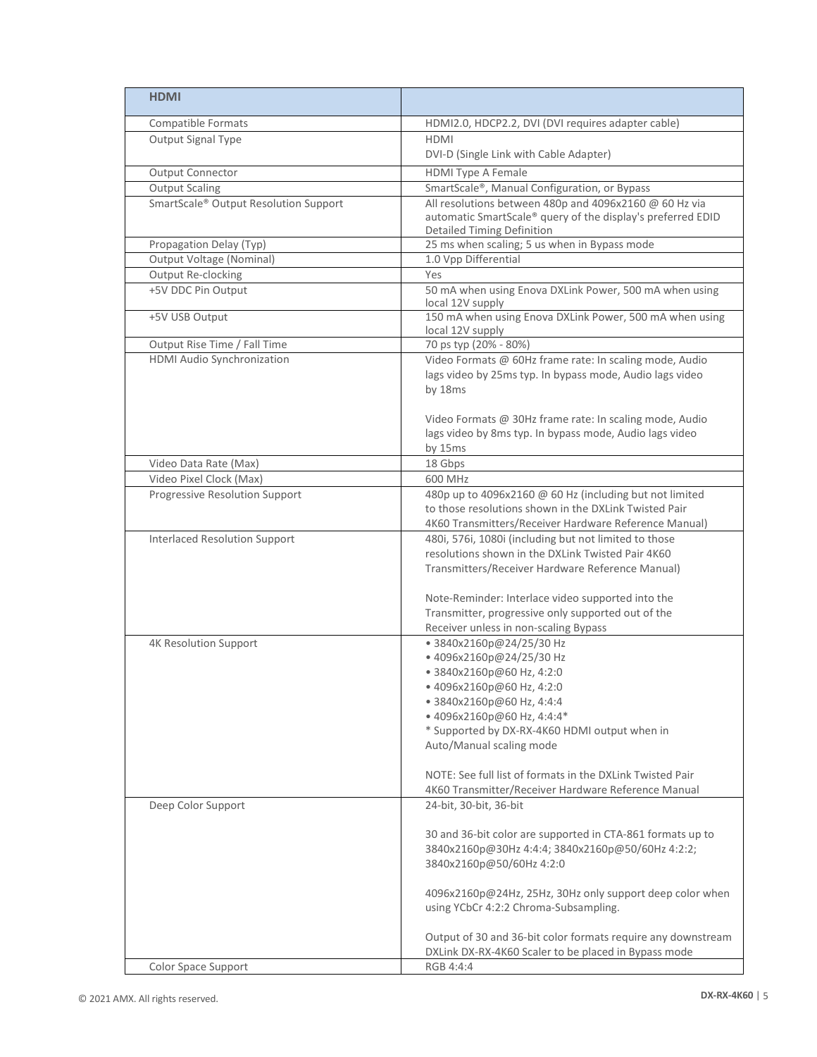| HDMI | |
|---|---|
| Compatible Formats | HDMI2.0, HDCP2.2, DVI (DVI requires adapter cable) |
| Output Signal Type | HDMI<br>DVI-D (Single Link with Cable Adapter) |
| Output Connector | HDMI Type A Female |
| Output Scaling | SmartScale®, Manual Configuration, or Bypass |
| SmartScale® Output Resolution Support | All resolutions between 480p and 4096x2160 @ 60 Hz via automatic SmartScale® query of the display's preferred EDID Detailed Timing Definition |
| Propagation Delay (Typ) | 25 ms when scaling; 5 us when in Bypass mode |
| Output Voltage (Nominal) | 1.0 Vpp Differential |
| Output Re-clocking | Yes |
| +5V DDC Pin Output | 50 mA when using Enova DXLink Power, 500 mA when using local 12V supply |
| +5V USB Output | 150 mA when using Enova DXLink Power, 500 mA when using local 12V supply |
| Output Rise Time / Fall Time | 70 ps typ (20% - 80%) |
| HDMI Audio Synchronization | Video Formats @ 60Hz frame rate: In scaling mode, Audio lags video by 25ms typ. In bypass mode, Audio lags video by 18ms<br><br>Video Formats @ 30Hz frame rate: In scaling mode, Audio lags video by 8ms typ. In bypass mode, Audio lags video by 15ms |
| Video Data Rate (Max) | 18 Gbps |
| Video Pixel Clock (Max) | 600 MHz |
| Progressive Resolution Support | 480p up to 4096x2160 @ 60 Hz (including but not limited to those resolutions shown in the DXLink Twisted Pair 4K60 Transmitters/Receiver Hardware Reference Manual) |
| Interlaced Resolution Support | 480i, 576i, 1080i (including but not limited to those resolutions shown in the DXLink Twisted Pair 4K60 Transmitters/Receiver Hardware Reference Manual)<br><br>Note-Reminder: Interlace video supported into the Transmitter, progressive only supported out of the Receiver unless in non-scaling Bypass |
| 4K Resolution Support | • 3840x2160p@24/25/30 Hz<br>• 4096x2160p@24/25/30 Hz<br>• 3840x2160p@60 Hz, 4:2:0<br>• 4096x2160p@60 Hz, 4:2:0<br>• 3840x2160p@60 Hz, 4:4:4<br>• 4096x2160p@60 Hz, 4:4:4*<br>* Supported by DX-RX-4K60 HDMI output when in Auto/Manual scaling mode<br><br>NOTE: See full list of formats in the DXLink Twisted Pair 4K60 Transmitter/Receiver Hardware Reference Manual |
| Deep Color Support | 24-bit, 30-bit, 36-bit<br><br>30 and 36-bit color are supported in CTA-861 formats up to 3840x2160p@30Hz 4:4:4; 3840x2160p@50/60Hz 4:2:2; 3840x2160p@50/60Hz 4:2:0<br><br>4096x2160p@24Hz, 25Hz, 30Hz only support deep color when using YCbCr 4:2:2 Chroma-Subsampling.<br><br>Output of 30 and 36-bit color formats require any downstream DXLink DX-RX-4K60 Scaler to be placed in Bypass mode |
| Color Space Support | RGB 4:4:4 |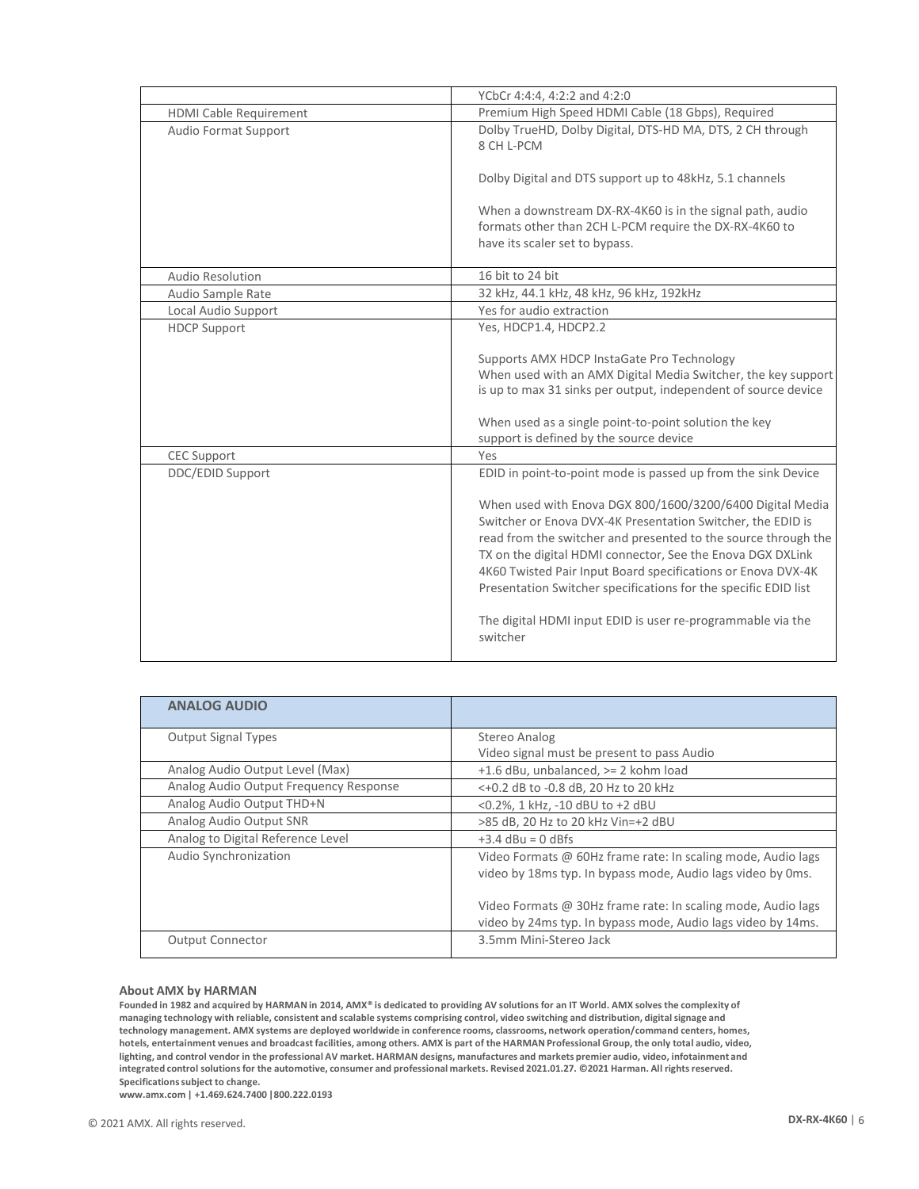| | |
|---|---|
| | YCbCr 4:4:4, 4:2:2 and 4:2:0 |
| HDMI Cable Requirement | Premium High Speed HDMI Cable (18 Gbps), Required |
| Audio Format Support | Dolby TrueHD, Dolby Digital, DTS-HD MA, DTS, 2 CH through 8 CH L-PCM<br><br>Dolby Digital and DTS support up to 48kHz, 5.1 channels<br><br>When a downstream DX-RX-4K60 is in the signal path, audio formats other than 2CH L-PCM require the DX-RX-4K60 to have its scaler set to bypass. |
| Audio Resolution | 16 bit to 24 bit |
| Audio Sample Rate | 32 kHz, 44.1 kHz, 48 kHz, 96 kHz, 192kHz |
| Local Audio Support | Yes for audio extraction |
| HDCP Support | Yes, HDCP1.4, HDCP2.2<br><br>Supports AMX HDCP InstaGate Pro Technology<br>When used with an AMX Digital Media Switcher, the key support is up to max 31 sinks per output, independent of source device<br><br>When used as a single point-to-point solution the key support is defined by the source device |
| CEC Support | Yes |
| DDC/EDID Support | EDID in point-to-point mode is passed up from the sink Device<br><br>When used with Enova DGX 800/1600/3200/6400 Digital Media Switcher or Enova DVX-4K Presentation Switcher, the EDID is read from the switcher and presented to the source through the TX on the digital HDMI connector, See the Enova DGX DXLink 4K60 Twisted Pair Input Board specifications or Enova DVX-4K Presentation Switcher specifications for the specific EDID list<br><br>The digital HDMI input EDID is user re-programmable via the switcher |

| **ANALOG AUDIO** | |
|---|---|
| Output Signal Types | Stereo Analog<br>Video signal must be present to pass Audio |
| Analog Audio Output Level (Max) | +1.6 dBu, unbalanced, >= 2 kohm load |
| Analog Audio Output Frequency Response | <+0.2 dB to -0.8 dB, 20 Hz to 20 kHz |
| Analog Audio Output THD+N | <0.2%, 1 kHz, -10 dBU to +2 dBU |
| Analog Audio Output SNR | >85 dB, 20 Hz to 20 kHz Vin=+2 dBU |
| Analog to Digital Reference Level | +3.4 dBu = 0 dBFs |
| Audio Synchronization | Video Formats @ 60Hz frame rate: In scaling mode, Audio lags video by 18ms typ. In bypass mode, Audio lags video by 0ms.<br><br>Video Formats @ 30Hz frame rate: In scaling mode, Audio lags video by 24ms typ. In bypass mode, Audio lags video by 14ms. |
| Output Connector | 3.5mm Mini-Stereo Jack |

**About AMX by HARMAN**

**Founded in 1982 and acquired by HARMAN in 2014, AMX® is dedicated to providing AV solutions for an IT World. AMX solves the complexity of managing technology with reliable, consistent and scalable systems comprising control, video switching and distribution, digital signage and technology management. AMX systems are deployed worldwide in conference rooms, classrooms, network operation/command centers, homes, hotels, entertainment venues and broadcast facilities, among others. AMX is part of the HARMAN Professional Group, the only total audio, video, lighting, and control vendor in the professional AV market. HARMAN designs, manufactures and markets premier audio, video, infotainment and integrated control solutions for the automotive, consumer and professional markets. Revised 2021.01.27. ©2021 Harman. All rights reserved. Specifications subject to change.**

**www.amx.com | +1.469.624.7400 | 800.222.0193**